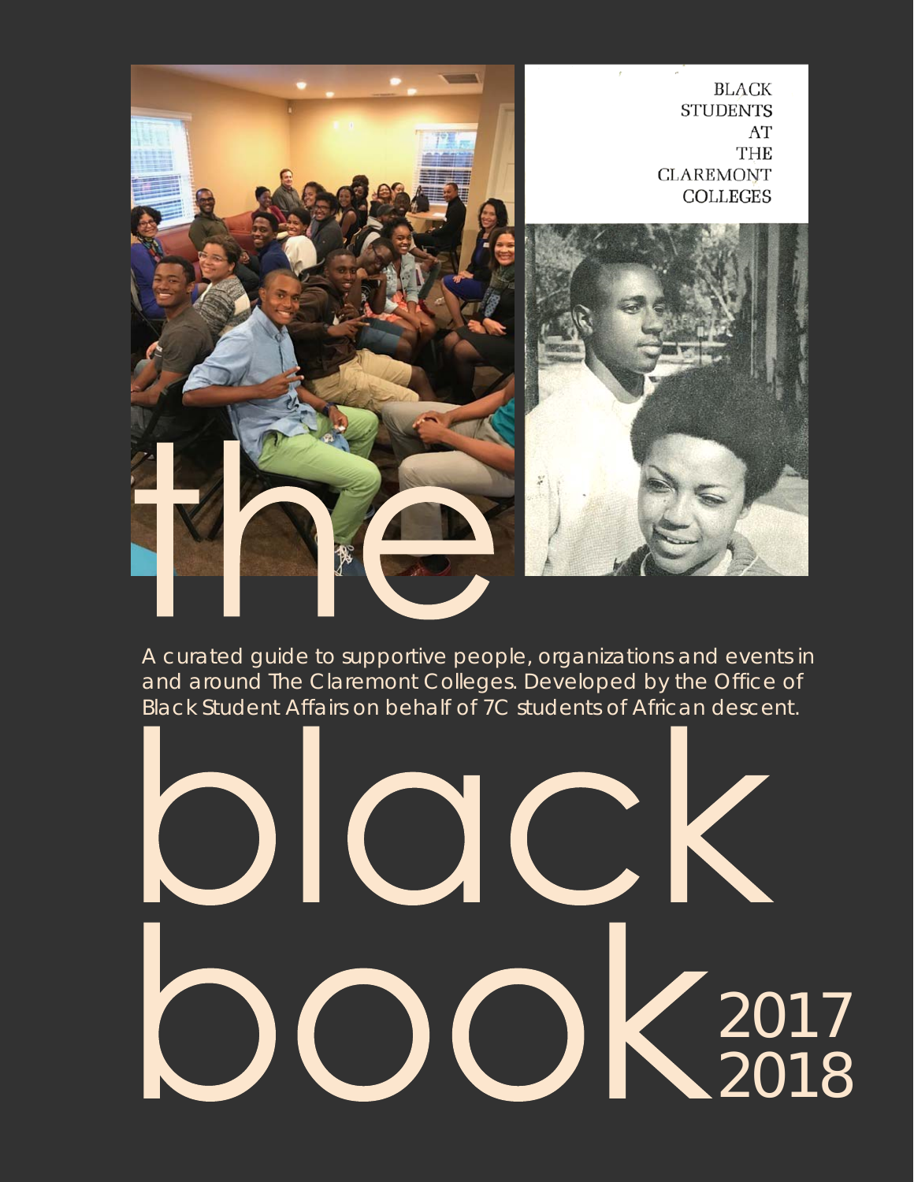# the black book 2017 2018

BLACK STUDENTS AT THE CLAREMONT COLLEGES

A curated guide to supportive people, organizations and events in and around The Claremont Colleges. Developed by the Office of Black Student Affairs on behalf of 7C students of African descent.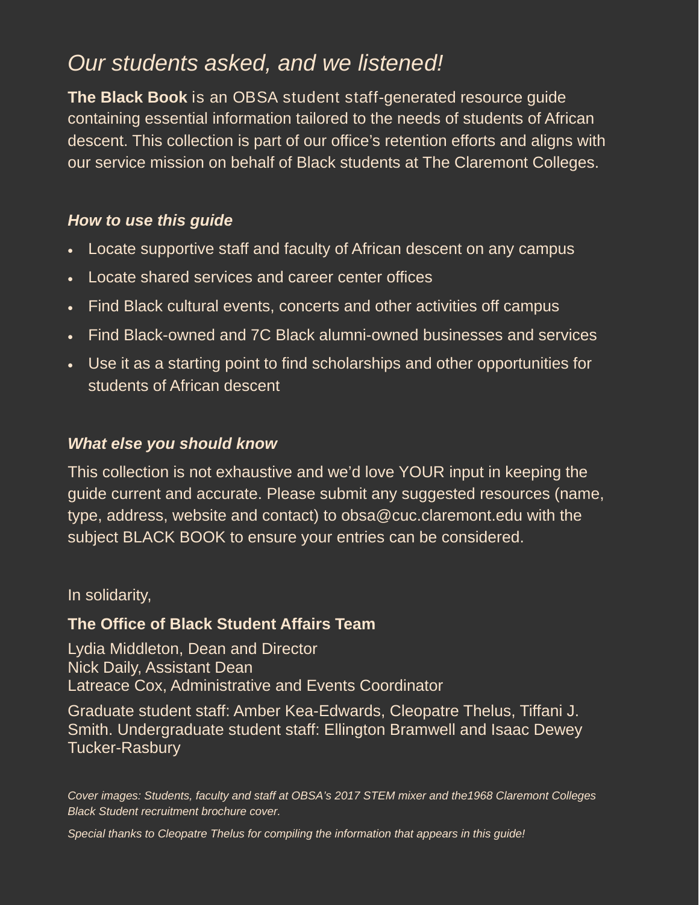# *Our students asked, and we listened!*

**The Black Book** is an OBSA student staff-generated resource guide containing essential information tailored to the needs of students of African descent. This collection is part of our office's retention efforts and aligns with our service mission on behalf of Black students at The Claremont Colleges.

### *How to use this guide*

- Locate supportive staff and faculty of African descent on any campus
- Locate shared services and career center offices
- Find Black cultural events, concerts and other activities off campus
- Find Black-owned and 7C Black alumni-owned businesses and services
- Use it as a starting point to find scholarships and other opportunities for students of African descent

### *What else you should know*

This collection is not exhaustive and we'd love YOUR input in keeping the guide current and accurate. Please submit any suggested resources (name, type, address, website and contact) to obsa@cuc.claremont.edu with the subject BLACK BOOK to ensure your entries can be considered.

In solidarity,

**The Office of Black Student Affairs Team**

Lydia Middleton, Dean and Director
Nick Daily, Assistant Dean
Latreace Cox, Administrative and Events Coordinator

Graduate student staff: Amber Kea-Edwards, Cleopatre Thelus, Tiffani J. Smith. Undergraduate student staff: Ellington Bramwell and Isaac Dewey Tucker-Rasbury

*Cover images: Students, faculty and staff at OBSA's 2017 STEM mixer and the1968 Claremont Colleges Black Student recruitment brochure cover.*

*Special thanks to Cleopatre Thelus for compiling the information that appears in this guide!*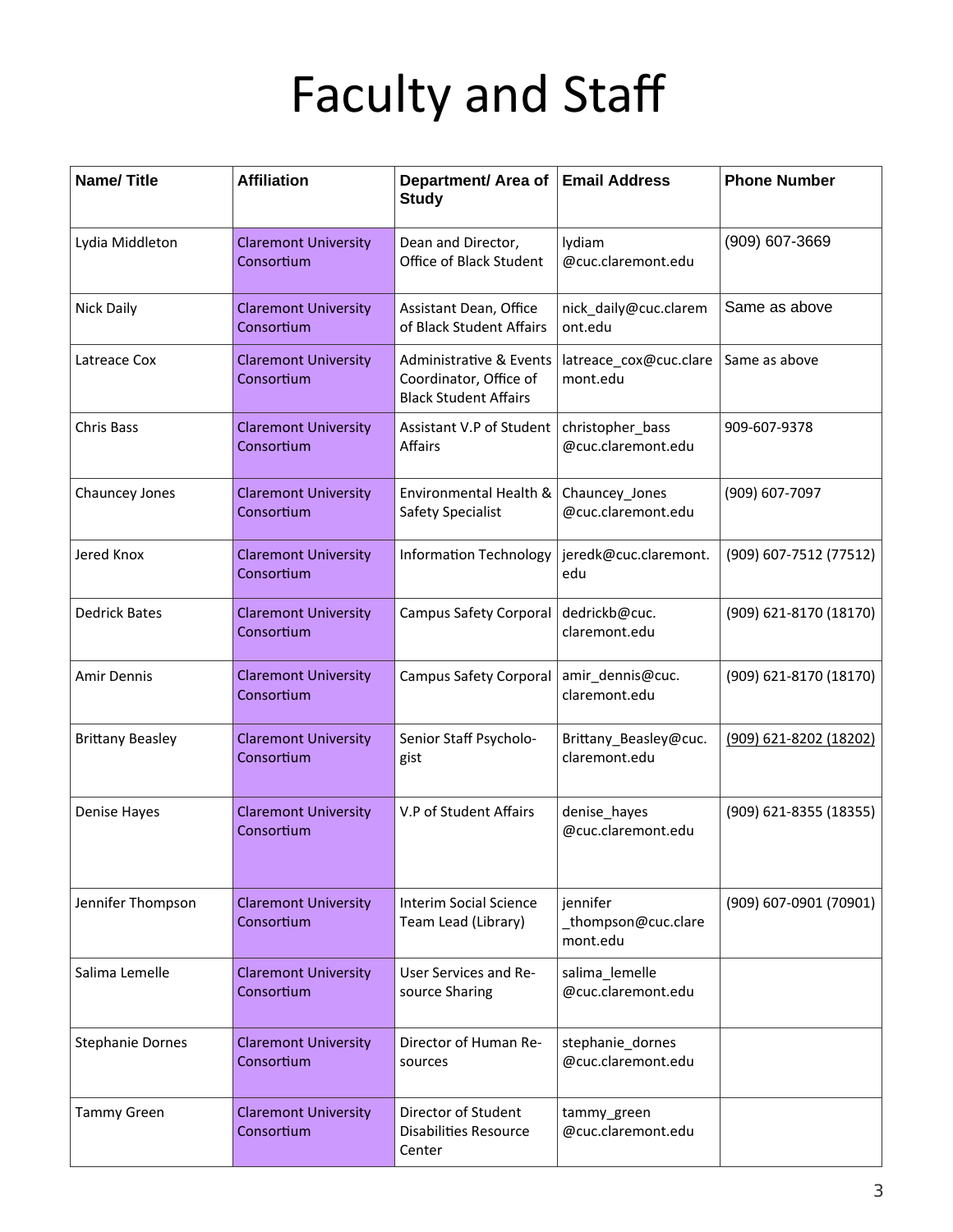# Faculty and Staff

| Name/ Title | Affiliation | Department/ Area of Study | Email Address | Phone Number |
|---|---|---|---|---|
| Lydia Middleton | Claremont University Consortium | Dean and Director, Office of Black Student | lydiam @cuc.claremont.edu | (909) 607-3669 |
| Nick Daily | Claremont University Consortium | Assistant Dean, Office of Black Student Affairs | nick_daily@cuc.claremont.edu | Same as above |
| Latreace Cox | Claremont University Consortium | Administrative & Events Coordinator, Office of Black Student Affairs | latreace_cox@cuc.claremont.edu | Same as above |
| Chris Bass | Claremont University Consortium | Assistant V.P of Student Affairs | christopher_bass @cuc.claremont.edu | 909-607-9378 |
| Chauncey Jones | Claremont University Consortium | Environmental Health & Safety Specialist | Chauncey_Jones @cuc.claremont.edu | (909) 607-7097 |
| Jered Knox | Claremont University Consortium | Information Technology | jeredk@cuc.claremont.edu | (909) 607-7512 (77512) |
| Dedrick Bates | Claremont University Consortium | Campus Safety Corporal | dedrickb@cuc.claremont.edu | (909) 621-8170 (18170) |
| Amir Dennis | Claremont University Consortium | Campus Safety Corporal | amir_dennis@cuc.claremont.edu | (909) 621-8170 (18170) |
| Brittany Beasley | Claremont University Consortium | Senior Staff Psychologist | Brittany_Beasley@cuc.claremont.edu | (909) 621-8202 (18202) |
| Denise Hayes | Claremont University Consortium | V.P of Student Affairs | denise_hayes @cuc.claremont.edu | (909) 621-8355 (18355) |
| Jennifer Thompson | Claremont University Consortium | Interim Social Science Team Lead (Library) | jennifer _thompson@cuc.claremont.edu | (909) 607-0901 (70901) |
| Salima Lemelle | Claremont University Consortium | User Services and Resource Sharing | salima_lemelle @cuc.claremont.edu | |
| Stephanie Dornes | Claremont University Consortium | Director of Human Resources | stephanie_dornes @cuc.claremont.edu | |
| Tammy Green | Claremont University Consortium | Director of Student Disabilities Resource Center | tammy_green @cuc.claremont.edu | |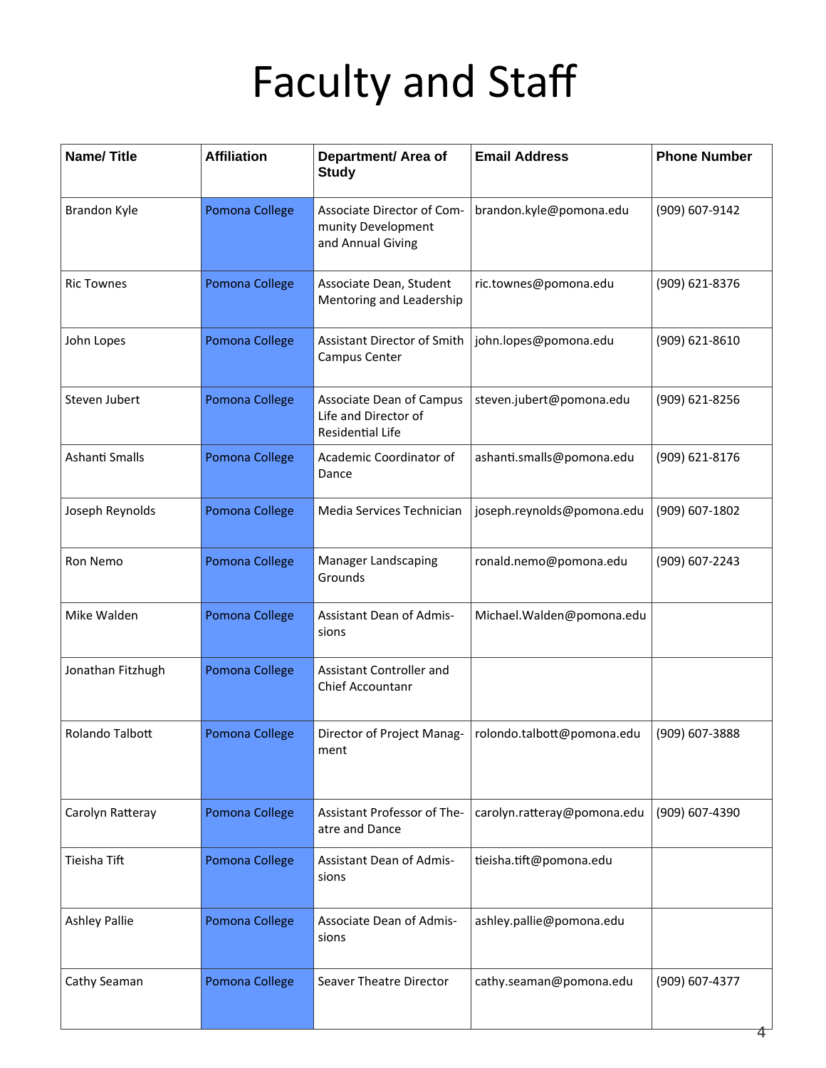# Faculty and Staff

| Name/ Title | Affiliation | Department/ Area of Study | Email Address | Phone Number |
|---|---|---|---|---|
| Brandon Kyle | Pomona College | Associate Director of Community Development and Annual Giving | brandon.kyle@pomona.edu | (909) 607-9142 |
| Ric Townes | Pomona College | Associate Dean, Student Mentoring and Leadership | ric.townes@pomona.edu | (909) 621-8376 |
| John Lopes | Pomona College | Assistant Director of Smith Campus Center | john.lopes@pomona.edu | (909) 621-8610 |
| Steven Jubert | Pomona College | Associate Dean of Campus Life and Director of Residential Life | steven.jubert@pomona.edu | (909) 621-8256 |
| Ashanti Smalls | Pomona College | Academic Coordinator of Dance | ashanti.smalls@pomona.edu | (909) 621-8176 |
| Joseph Reynolds | Pomona College | Media Services Technician | joseph.reynolds@pomona.edu | (909) 607-1802 |
| Ron Nemo | Pomona College | Manager Landscaping Grounds | ronald.nemo@pomona.edu | (909) 607-2243 |
| Mike Walden | Pomona College | Assistant Dean of Admissions | Michael.Walden@pomona.edu | |
| Jonathan Fitzhugh | Pomona College | Assistant Controller and Chief Accountanr | | |
| Rolando Talbott | Pomona College | Director of Project Management | rolondo.talbott@pomona.edu | (909) 607-3888 |
| Carolyn Ratteray | Pomona College | Assistant Professor of Theatre and Dance | carolyn.ratteray@pomona.edu | (909) 607-4390 |
| Tieisha Tift | Pomona College | Assistant Dean of Admissions | tieisha.tift@pomona.edu | |
| Ashley Pallie | Pomona College | Associate Dean of Admissions | ashley.pallie@pomona.edu | |
| Cathy Seaman | Pomona College | Seaver Theatre Director | cathy.seaman@pomona.edu | (909) 607-4377 |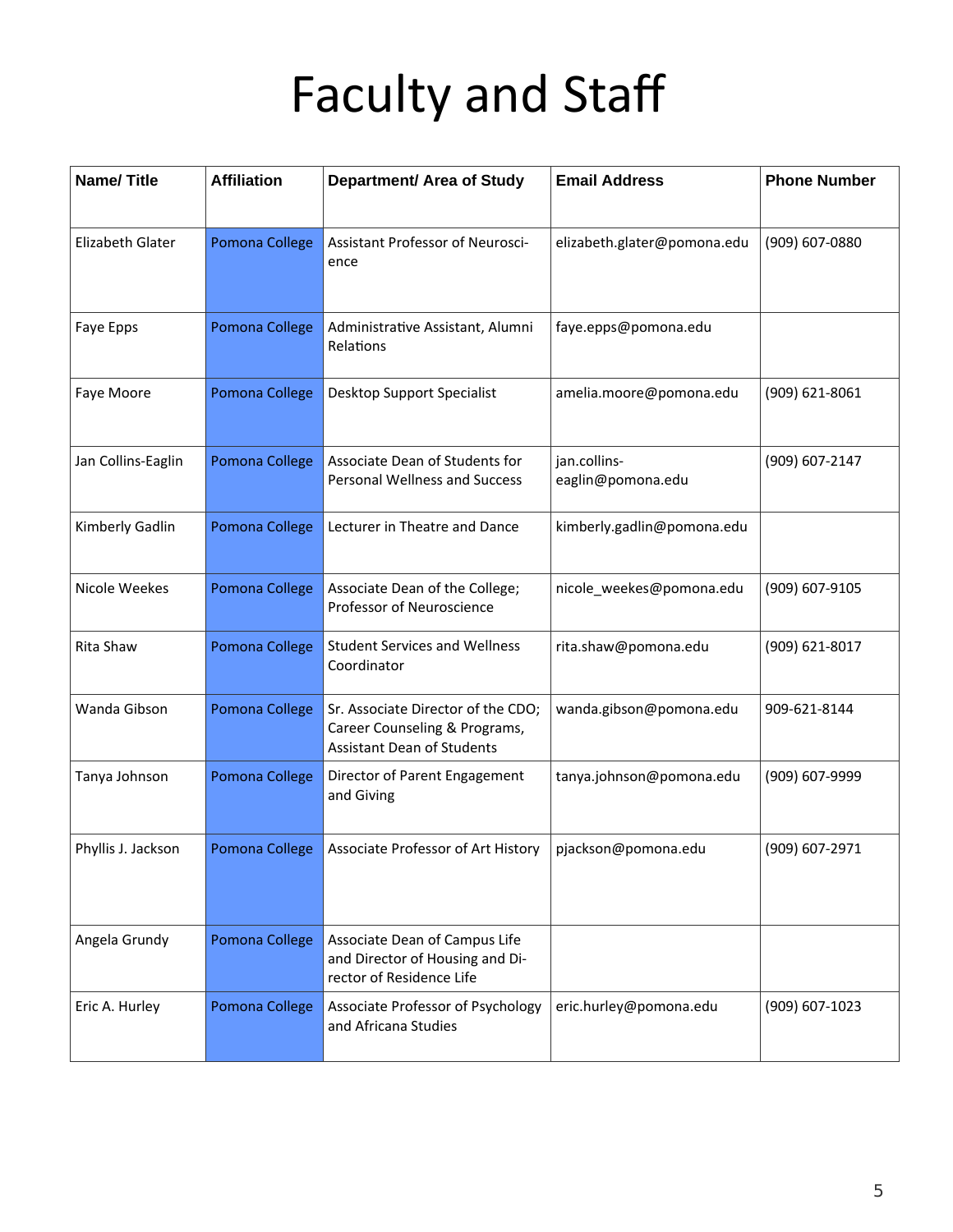# Faculty and Staff

| Name/ Title | Affiliation | Department/ Area of Study | Email Address | Phone Number |
| --- | --- | --- | --- | --- |
| Elizabeth Glater | Pomona College | Assistant Professor of Neuroscience | elizabeth.glater@pomona.edu | (909) 607-0880 |
| Faye Epps | Pomona College | Administrative Assistant, Alumni Relations | faye.epps@pomona.edu | |
| Faye Moore | Pomona College | Desktop Support Specialist | amelia.moore@pomona.edu | (909) 621-8061 |
| Jan Collins-Eaglin | Pomona College | Associate Dean of Students for Personal Wellness and Success | jan.collins-eaglin@pomona.edu | (909) 607-2147 |
| Kimberly Gadlin | Pomona College | Lecturer in Theatre and Dance | kimberly.gadlin@pomona.edu | |
| Nicole Weekes | Pomona College | Associate Dean of the College; Professor of Neuroscience | nicole_weekes@pomona.edu | (909) 607-9105 |
| Rita Shaw | Pomona College | Student Services and Wellness Coordinator | rita.shaw@pomona.edu | (909) 621-8017 |
| Wanda Gibson | Pomona College | Sr. Associate Director of the CDO; Career Counseling & Programs, Assistant Dean of Students | wanda.gibson@pomona.edu | 909-621-8144 |
| Tanya Johnson | Pomona College | Director of Parent Engagement and Giving | tanya.johnson@pomona.edu | (909) 607-9999 |
| Phyllis J. Jackson | Pomona College | Associate Professor of Art History | pjackson@pomona.edu | (909) 607-2971 |
| Angela Grundy | Pomona College | Associate Dean of Campus Life and Director of Housing and Director of Residence Life | | |
| Eric A. Hurley | Pomona College | Associate Professor of Psychology and Africana Studies | eric.hurley@pomona.edu | (909) 607-1023 |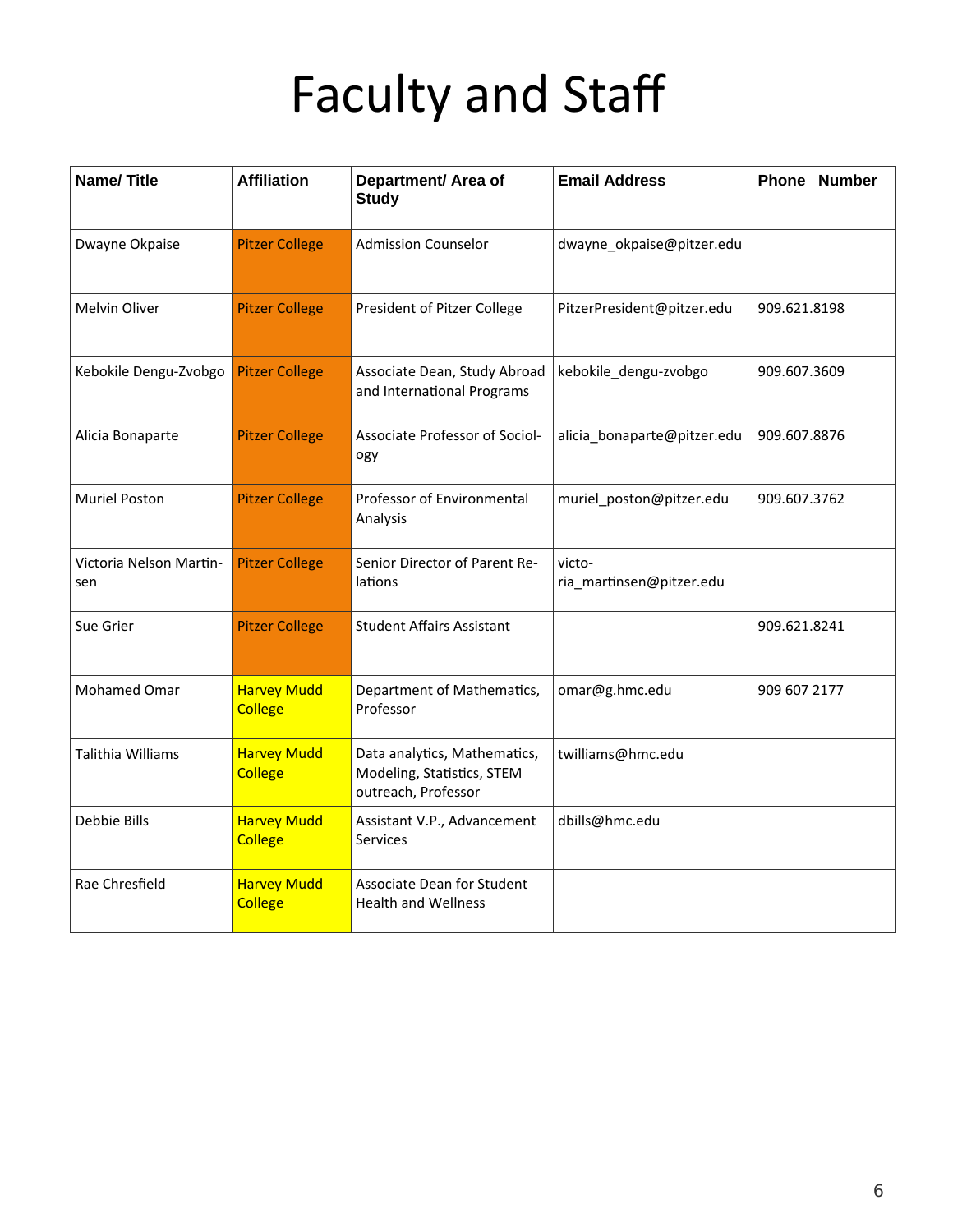# Faculty and Staff

| Name/ Title | Affiliation | Department/ Area of Study | Email Address | Phone Number |
|---|---|---|---|---|
| Dwayne Okpaise | Pitzer College | Admission Counselor | dwayne_okpaise@pitzer.edu | |
| Melvin Oliver | Pitzer College | President of Pitzer College | PitzerPresident@pitzer.edu | 909.621.8198 |
| Kebokile Dengu-Zvobgo | Pitzer College | Associate Dean, Study Abroad and International Programs | kebokile_dengu-zvobgo | 909.607.3609 |
| Alicia Bonaparte | Pitzer College | Associate Professor of Sociology | alicia_bonaparte@pitzer.edu | 909.607.8876 |
| Muriel Poston | Pitzer College | Professor of Environmental Analysis | muriel_poston@pitzer.edu | 909.607.3762 |
| Victoria Nelson Martinsen | Pitzer College | Senior Director of Parent Relations | victoria_martinsen@pitzer.edu | |
| Sue Grier | Pitzer College | Student Affairs Assistant | | 909.621.8241 |
| Mohamed Omar | Harvey Mudd College | Department of Mathematics, Professor | omar@g.hmc.edu | 909 607 2177 |
| Talithia Williams | Harvey Mudd College | Data analytics, Mathematics, Modeling, Statistics, STEM outreach, Professor | twilliams@hmc.edu | |
| Debbie Bills | Harvey Mudd College | Assistant V.P., Advancement Services | dbills@hmc.edu | |
| Rae Chresfield | Harvey Mudd College | Associate Dean for Student Health and Wellness | | |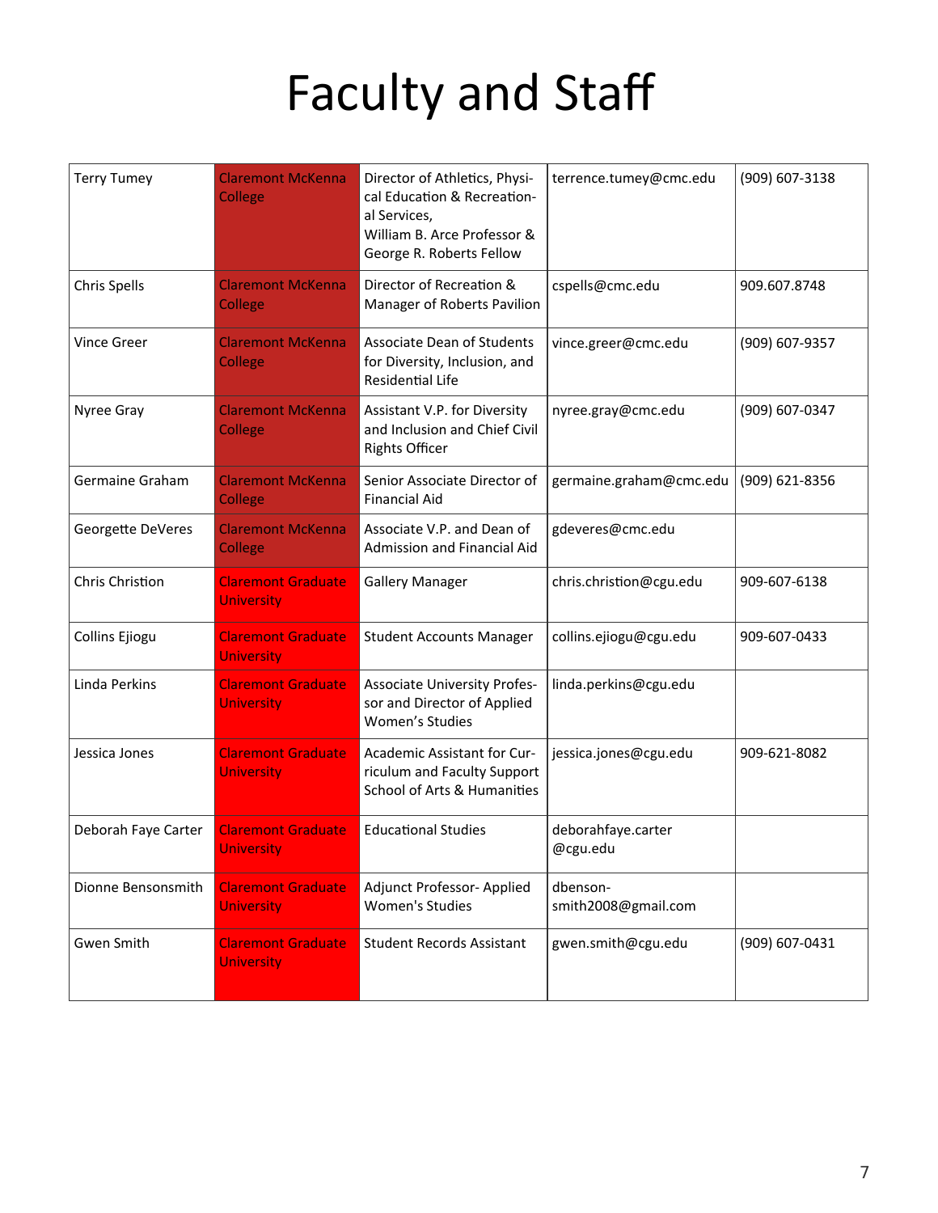# Faculty and Staff

| | | | | |
|---|---|---|---|---|
| Terry Tumey | Claremont McKenna College | Director of Athletics, Physical Education & Recreational Services, William B. Arce Professor & George R. Roberts Fellow | terrence.tumey@cmc.edu | (909) 607-3138 |
| Chris Spells | Claremont McKenna College | Director of Recreation & Manager of Roberts Pavilion | cspells@cmc.edu | 909.607.8748 |
| Vince Greer | Claremont McKenna College | Associate Dean of Students for Diversity, Inclusion, and Residential Life | vince.greer@cmc.edu | (909) 607-9357 |
| Nyree Gray | Claremont McKenna College | Assistant V.P. for Diversity and Inclusion and Chief Civil Rights Officer | nyree.gray@cmc.edu | (909) 607-0347 |
| Germaine Graham | Claremont McKenna College | Senior Associate Director of Financial Aid | germaine.graham@cmc.edu | (909) 621-8356 |
| Georgette DeVeres | Claremont McKenna College | Associate V.P. and Dean of Admission and Financial Aid | gdeveres@cmc.edu | |
| Chris Christion | Claremont Graduate University | Gallery Manager | chris.christion@cgu.edu | 909-607-6138 |
| Collins Ejiogu | Claremont Graduate University | Student Accounts Manager | collins.ejiogu@cgu.edu | 909-607-0433 |
| Linda Perkins | Claremont Graduate University | Associate University Professor and Director of Applied Women's Studies | linda.perkins@cgu.edu | |
| Jessica Jones | Claremont Graduate University | Academic Assistant for Curriculum and Faculty Support School of Arts & Humanities | jessica.jones@cgu.edu | 909-621-8082 |
| Deborah Faye Carter | Claremont Graduate University | Educational Studies | deborahfaye.carter@cgu.edu | |
| Dionne Bensonsmith | Claremont Graduate University | Adjunct Professor- Applied Women's Studies | dbenson-smith2008@gmail.com | |
| Gwen Smith | Claremont Graduate University | Student Records Assistant | gwen.smith@cgu.edu | (909) 607-0431 |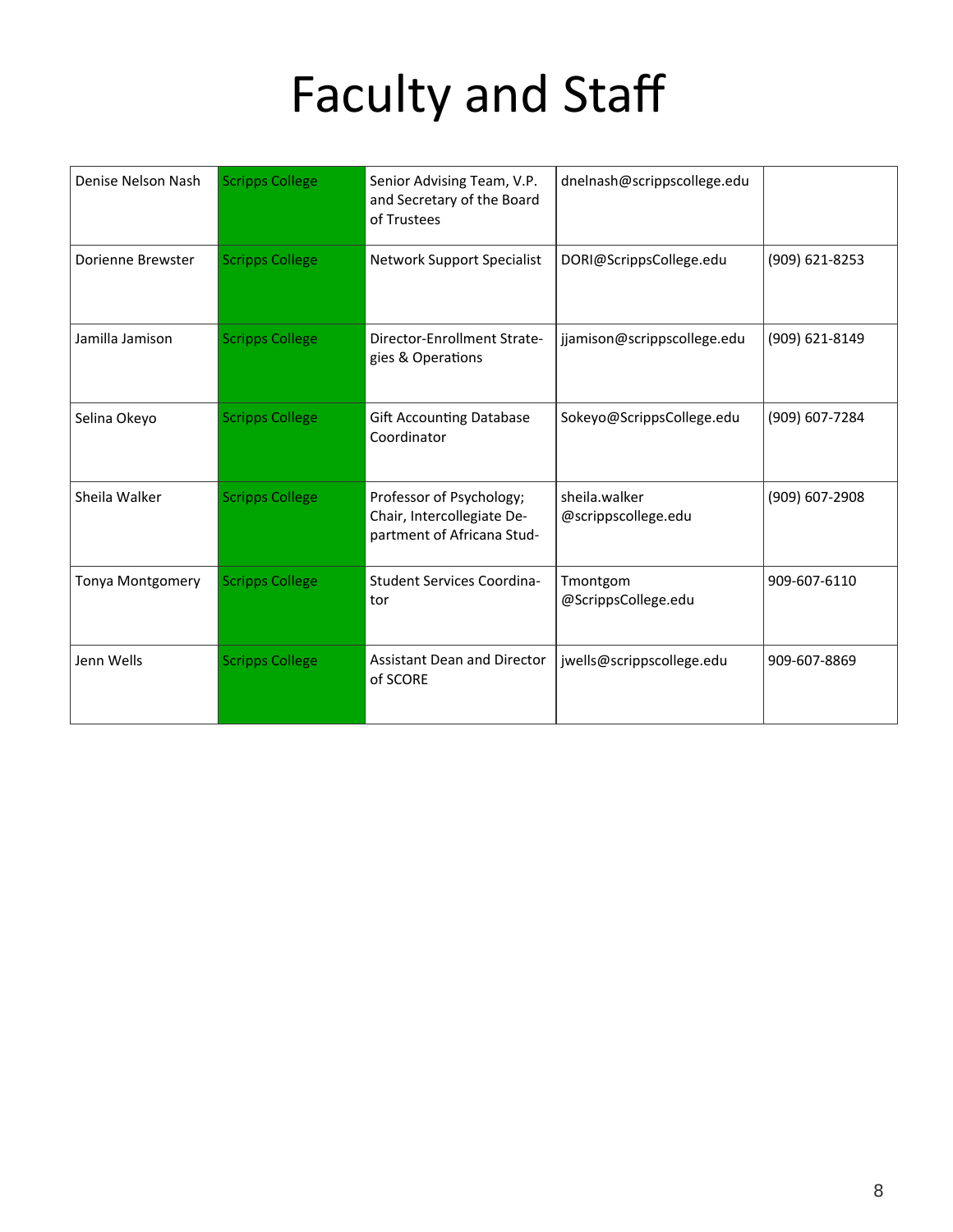# Faculty and Staff

| | | | | |
|---|---|---|---|---|
| Denise Nelson Nash | Scripps College | Senior Advising Team, V.P. and Secretary of the Board of Trustees | dnelnash@scrippscollege.edu | |
| Dorienne Brewster | Scripps College | Network Support Specialist | DORI@ScrippsCollege.edu | (909) 621-8253 |
| Jamilla Jamison | Scripps College | Director-Enrollment Strategies & Operations | jjamison@scrippscollege.edu | (909) 621-8149 |
| Selina Okeyo | Scripps College | Gift Accounting Database Coordinator | Sokeyo@ScrippsCollege.edu | (909) 607-7284 |
| Sheila Walker | Scripps College | Professor of Psychology; Chair, Intercollegiate Department of Africana Stud- | sheila.walker @scrippscollege.edu | (909) 607-2908 |
| Tonya Montgomery | Scripps College | Student Services Coordinator | Tmontgom @ScrippsCollege.edu | 909-607-6110 |
| Jenn Wells | Scripps College | Assistant Dean and Director of SCORE | jwells@scrippscollege.edu | 909-607-8869 |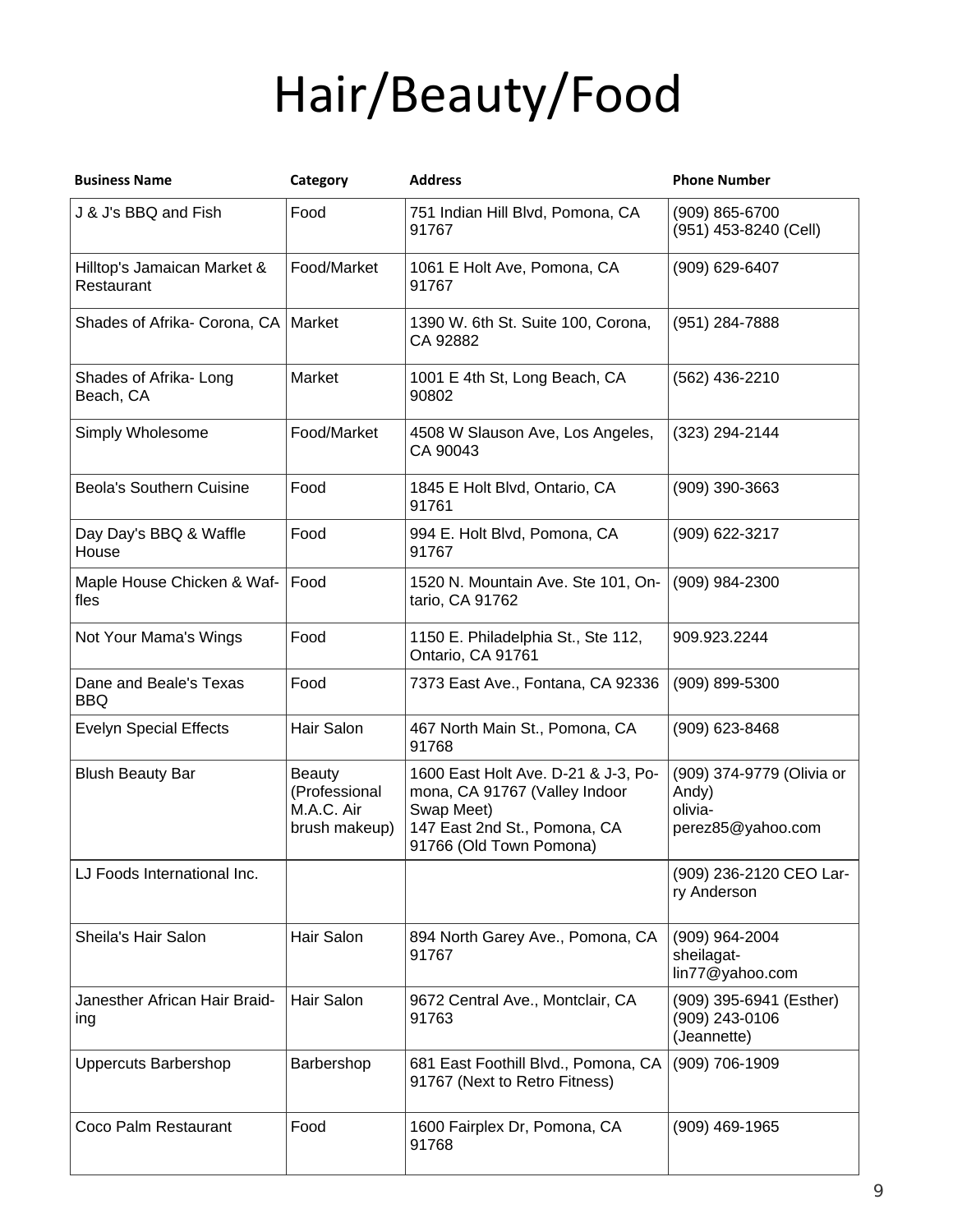# Hair/Beauty/Food

| Business Name | Category | Address | Phone Number |
|---|---|---|---|
| J & J's BBQ and Fish | Food | 751 Indian Hill Blvd, Pomona, CA 91767 | (909) 865-6700 (951) 453-8240 (Cell) |
| Hilltop's Jamaican Market & Restaurant | Food/Market | 1061 E Holt Ave, Pomona, CA 91767 | (909) 629-6407 |
| Shades of Afrika- Corona, CA | Market | 1390 W. 6th St. Suite 100, Corona, CA 92882 | (951) 284-7888 |
| Shades of Afrika- Long Beach, CA | Market | 1001 E 4th St, Long Beach, CA 90802 | (562) 436-2210 |
| Simply Wholesome | Food/Market | 4508 W Slauson Ave, Los Angeles, CA 90043 | (323) 294-2144 |
| Beola's Southern Cuisine | Food | 1845 E Holt Blvd, Ontario, CA 91761 | (909) 390-3663 |
| Day Day's BBQ & Waffle House | Food | 994 E. Holt Blvd, Pomona, CA 91767 | (909) 622-3217 |
| Maple House Chicken & Waffles | Food | 1520 N. Mountain Ave. Ste 101, Ontario, CA 91762 | (909) 984-2300 |
| Not Your Mama's Wings | Food | 1150 E. Philadelphia St., Ste 112, Ontario, CA 91761 | 909.923.2244 |
| Dane and Beale's Texas BBQ | Food | 7373 East Ave., Fontana, CA 92336 | (909) 899-5300 |
| Evelyn Special Effects | Hair Salon | 467 North Main St., Pomona, CA 91768 | (909) 623-8468 |
| Blush Beauty Bar | Beauty (Professional M.A.C. Air brush makeup) | 1600 East Holt Ave. D-21 & J-3, Pomona, CA 91767 (Valley Indoor Swap Meet) 147 East 2nd St., Pomona, CA 91766 (Old Town Pomona) | (909) 374-9779 (Olivia or Andy) olivia-perez85@yahoo.com |
| LJ Foods International Inc. | | | (909) 236-2120 CEO Larry Anderson |
| Sheila's Hair Salon | Hair Salon | 894 North Garey Ave., Pomona, CA 91767 | (909) 964-2004 sheilagatlin77@yahoo.com |
| Janesther African Hair Braiding | Hair Salon | 9672 Central Ave., Montclair, CA 91763 | (909) 395-6941 (Esther) (909) 243-0106 (Jeannette) |
| Uppercuts Barbershop | Barbershop | 681 East Foothill Blvd., Pomona, CA 91767 (Next to Retro Fitness) | (909) 706-1909 |
| Coco Palm Restaurant | Food | 1600 Fairplex Dr, Pomona, CA 91768 | (909) 469-1965 |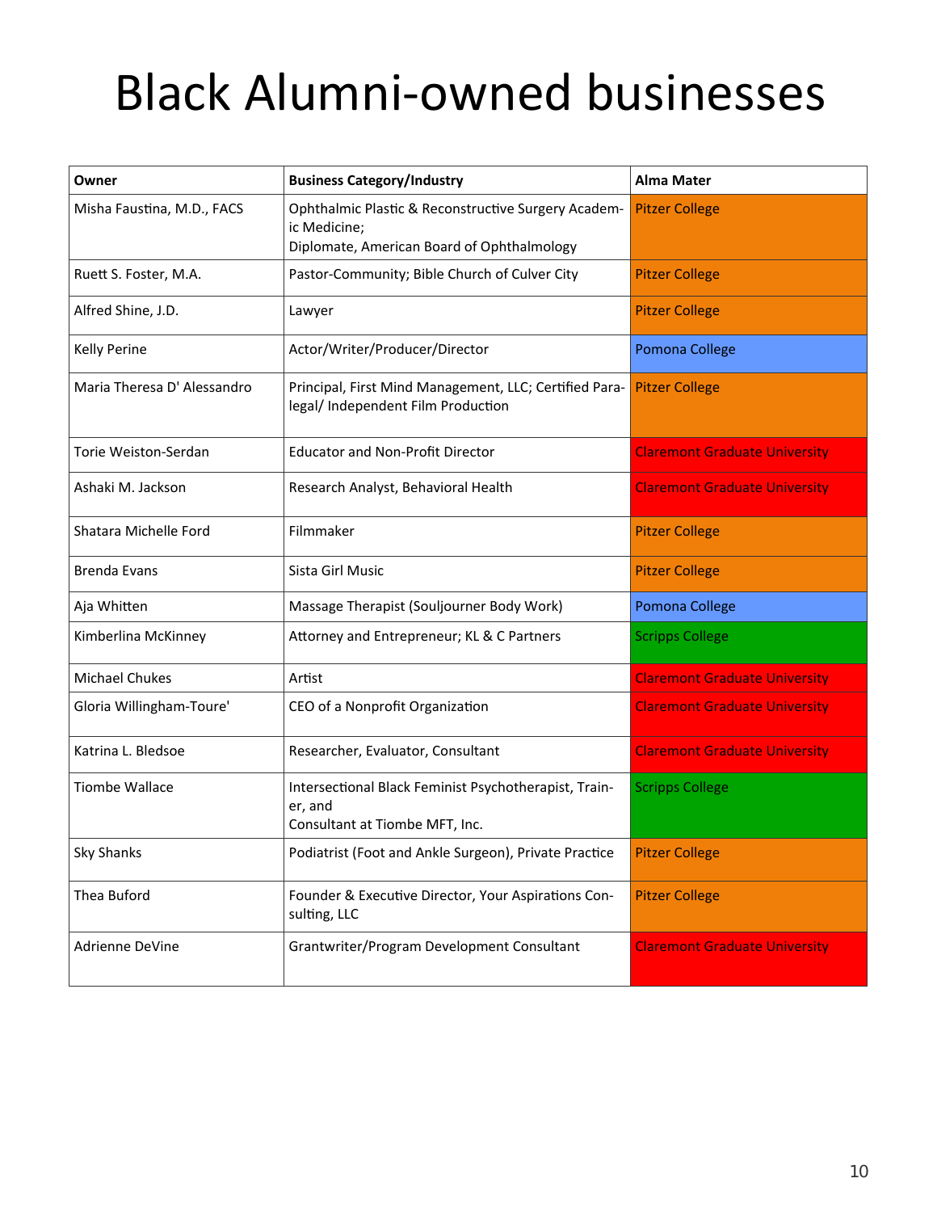# Black Alumni-owned businesses

| Owner | Business Category/Industry | Alma Mater |
|---|---|---|
| Misha Faustina, M.D., FACS | Ophthalmic Plastic & Reconstructive Surgery Academic Medicine; Diplomate, American Board of Ophthalmology | Pitzer College |
| Ruett S. Foster, M.A. | Pastor-Community; Bible Church of Culver City | Pitzer College |
| Alfred Shine, J.D. | Lawyer | Pitzer College |
| Kelly Perine | Actor/Writer/Producer/Director | Pomona College |
| Maria Theresa D' Alessandro | Principal, First Mind Management, LLC; Certified Paralegal/ Independent Film Production | Pitzer College |
| Torie Weiston-Serdan | Educator and Non-Profit Director | Claremont Graduate University |
| Ashaki M. Jackson | Research Analyst, Behavioral Health | Claremont Graduate University |
| Shatara Michelle Ford | Filmmaker | Pitzer College |
| Brenda Evans | Sista Girl Music | Pitzer College |
| Aja Whitten | Massage Therapist (Souljourner Body Work) | Pomona College |
| Kimberlina McKinney | Attorney and Entrepreneur; KL & C Partners | Scripps College |
| Michael Chukes | Artist | Claremont Graduate University |
| Gloria Willingham-Toure' | CEO of a Nonprofit Organization | Claremont Graduate University |
| Katrina L. Bledsoe | Researcher, Evaluator, Consultant | Claremont Graduate University |
| Tiombe Wallace | Intersectional Black Feminist Psychotherapist, Trainer, and Consultant at Tiombe MFT, Inc. | Scripps College |
| Sky Shanks | Podiatrist (Foot and Ankle Surgeon), Private Practice | Pitzer College |
| Thea Buford | Founder & Executive Director, Your Aspirations Consulting, LLC | Pitzer College |
| Adrienne DeVine | Grantwriter/Program Development Consultant | Claremont Graduate University |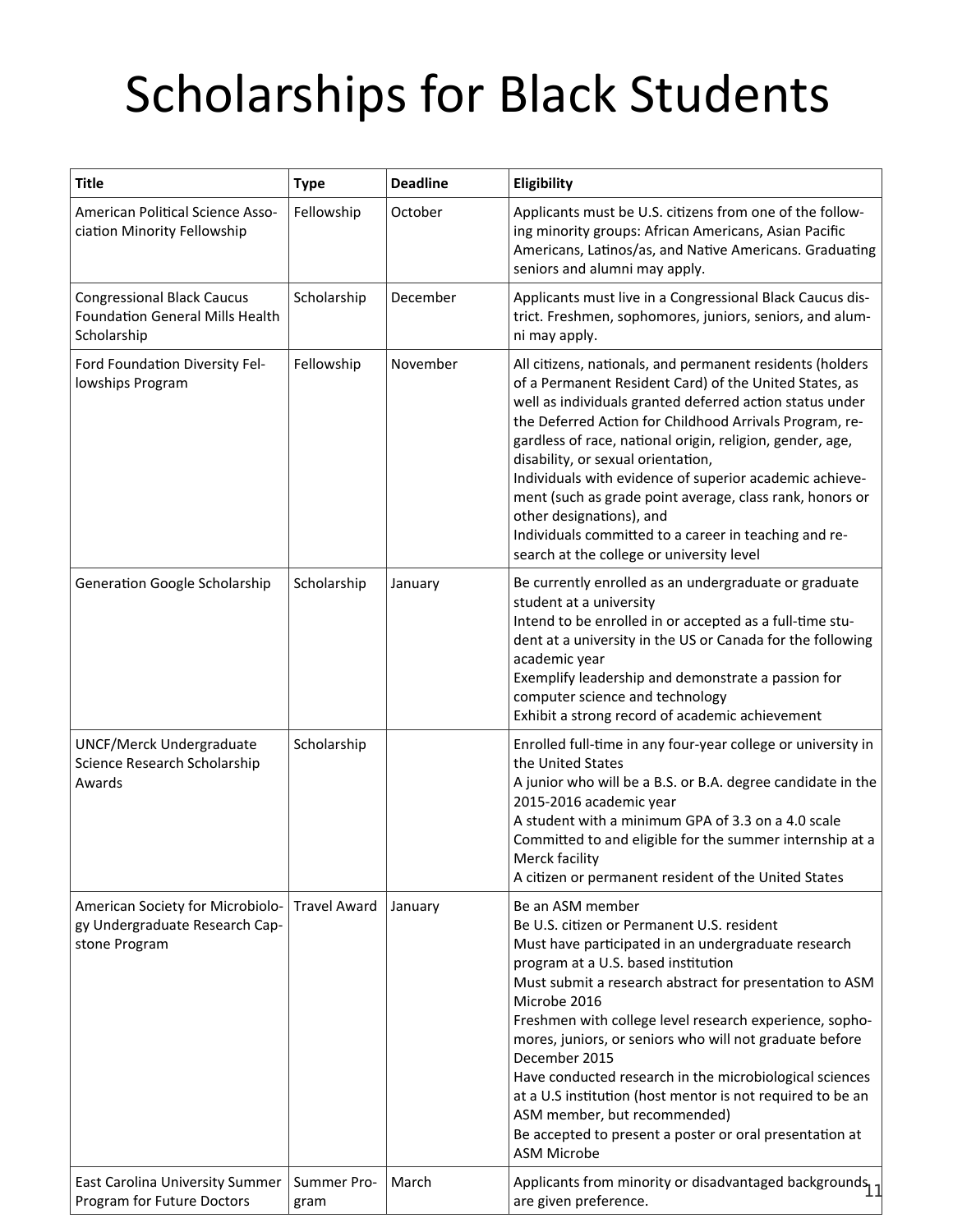# Scholarships for Black Students

| Title | Type | Deadline | Eligibility |
|---|---|---|---|
| American Political Science Association Minority Fellowship | Fellowship | October | Applicants must be U.S. citizens from one of the following minority groups: African Americans, Asian Pacific Americans, Latinos/as, and Native Americans. Graduating seniors and alumni may apply. |
| Congressional Black Caucus Foundation General Mills Health Scholarship | Scholarship | December | Applicants must live in a Congressional Black Caucus district. Freshmen, sophomores, juniors, seniors, and alumni may apply. |
| Ford Foundation Diversity Fellowships Program | Fellowship | November | All citizens, nationals, and permanent residents (holders of a Permanent Resident Card) of the United States, as well as individuals granted deferred action status under the Deferred Action for Childhood Arrivals Program, regardless of race, national origin, religion, gender, age, disability, or sexual orientation,<br>Individuals with evidence of superior academic achievement (such as grade point average, class rank, honors or other designations), and<br>Individuals committed to a career in teaching and research at the college or university level |
| Generation Google Scholarship | Scholarship | January | Be currently enrolled as an undergraduate or graduate student at a university<br>Intend to be enrolled in or accepted as a full-time student at a university in the US or Canada for the following academic year<br>Exemplify leadership and demonstrate a passion for computer science and technology<br>Exhibit a strong record of academic achievement |
| UNCF/Merck Undergraduate Science Research Scholarship Awards | Scholarship | | Enrolled full-time in any four-year college or university in the United States<br>A junior who will be a B.S. or B.A. degree candidate in the 2015-2016 academic year<br>A student with a minimum GPA of 3.3 on a 4.0 scale<br>Committed to and eligible for the summer internship at a Merck facility<br>A citizen or permanent resident of the United States |
| American Society for Microbiology Undergraduate Research Capstone Program | Travel Award | January | Be an ASM member<br>Be U.S. citizen or Permanent U.S. resident<br>Must have participated in an undergraduate research program at a U.S. based institution<br>Must submit a research abstract for presentation to ASM Microbe 2016<br>Freshmen with college level research experience, sophomores, juniors, or seniors who will not graduate before December 2015<br>Have conducted research in the microbiological sciences at a U.S institution (host mentor is not required to be an ASM member, but recommended)<br>Be accepted to present a poster or oral presentation at ASM Microbe |
| East Carolina University Summer Program for Future Doctors | Summer Program | March | Applicants from minority or disadvantaged backgrounds are given preference. |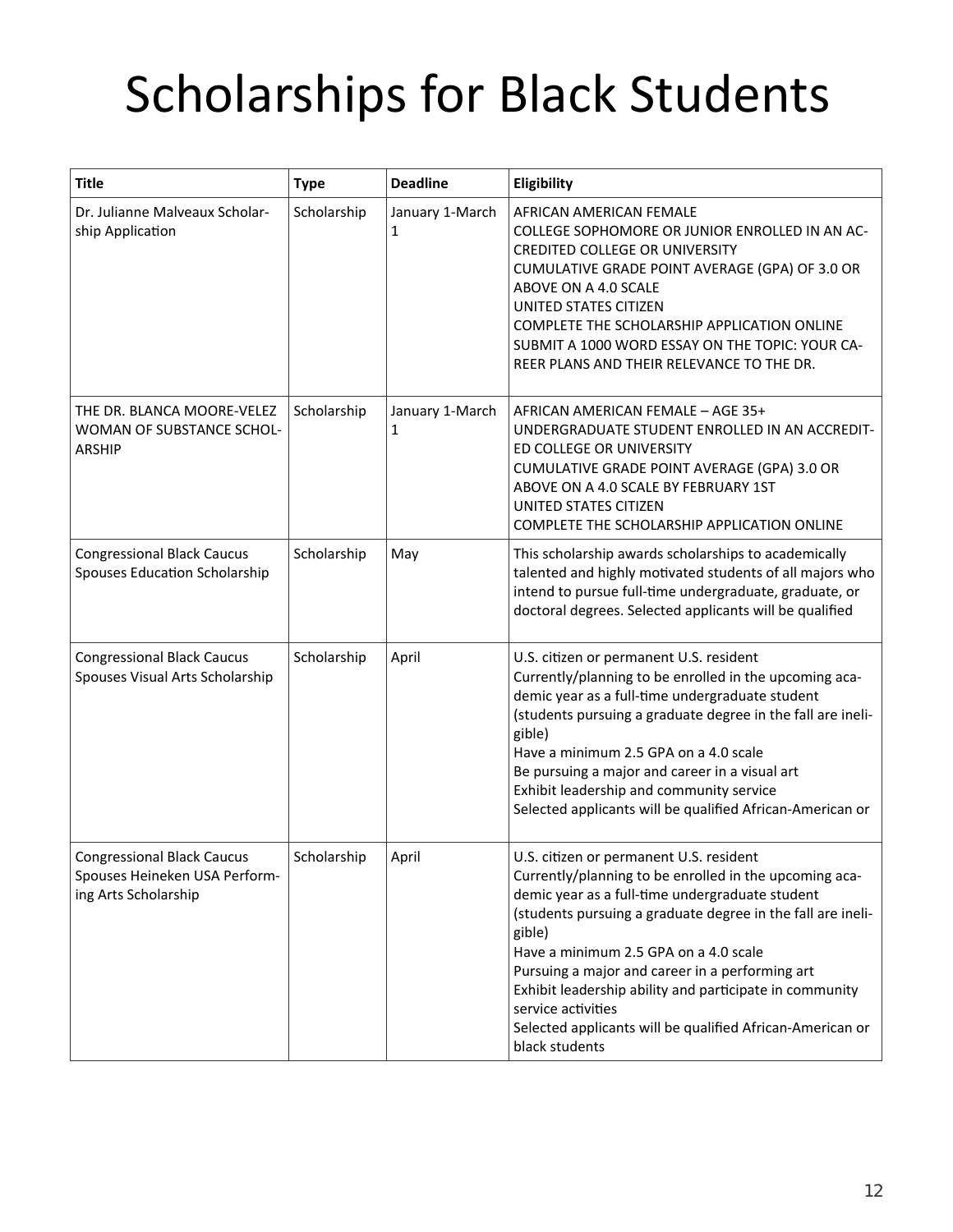# Scholarships for Black Students

| Title | Type | Deadline | Eligibility |
|---|---|---|---|
| Dr. Julianne Malveaux Scholarship Application | Scholarship | January 1-March 1 | AFRICAN AMERICAN FEMALE<br>COLLEGE SOPHOMORE OR JUNIOR ENROLLED IN AN ACCREDITED COLLEGE OR UNIVERSITY<br>CUMULATIVE GRADE POINT AVERAGE (GPA) OF 3.0 OR ABOVE ON A 4.0 SCALE<br>UNITED STATES CITIZEN<br>COMPLETE THE SCHOLARSHIP APPLICATION ONLINE<br>SUBMIT A 1000 WORD ESSAY ON THE TOPIC: YOUR CAREER PLANS AND THEIR RELEVANCE TO THE DR. |
| THE DR. BLANCA MOORE-VELEZ WOMAN OF SUBSTANCE SCHOLARSHIP | Scholarship | January 1-March 1 | AFRICAN AMERICAN FEMALE – AGE 35+<br>UNDERGRADUATE STUDENT ENROLLED IN AN ACCREDITED COLLEGE OR UNIVERSITY<br>CUMULATIVE GRADE POINT AVERAGE (GPA) 3.0 OR ABOVE ON A 4.0 SCALE BY FEBRUARY 1ST<br>UNITED STATES CITIZEN<br>COMPLETE THE SCHOLARSHIP APPLICATION ONLINE |
| Congressional Black Caucus Spouses Education Scholarship | Scholarship | May | This scholarship awards scholarships to academically talented and highly motivated students of all majors who intend to pursue full-time undergraduate, graduate, or doctoral degrees. Selected applicants will be qualified |
| Congressional Black Caucus Spouses Visual Arts Scholarship | Scholarship | April | U.S. citizen or permanent U.S. resident<br>Currently/planning to be enrolled in the upcoming academic year as a full-time undergraduate student (students pursuing a graduate degree in the fall are ineligible)<br>Have a minimum 2.5 GPA on a 4.0 scale<br>Be pursuing a major and career in a visual art<br>Exhibit leadership and community service<br>Selected applicants will be qualified African-American or |
| Congressional Black Caucus Spouses Heineken USA Performing Arts Scholarship | Scholarship | April | U.S. citizen or permanent U.S. resident<br>Currently/planning to be enrolled in the upcoming academic year as a full-time undergraduate student (students pursuing a graduate degree in the fall are ineligible)<br>Have a minimum 2.5 GPA on a 4.0 scale<br>Pursuing a major and career in a performing art<br>Exhibit leadership ability and participate in community service activities<br>Selected applicants will be qualified African-American or black students |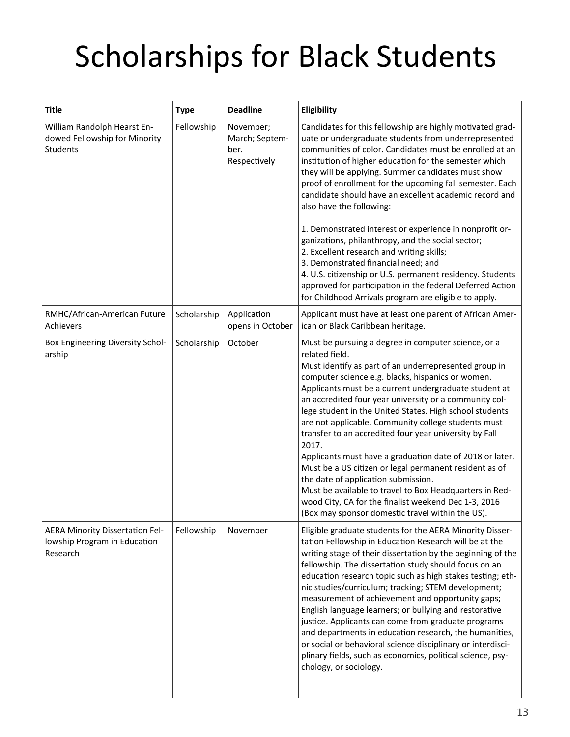# Scholarships for Black Students

| Title | Type | Deadline | Eligibility |
| --- | --- | --- | --- |
| William Randolph Hearst Endowed Fellowship for Minority Students | Fellowship | November; March; September. Respectively | Candidates for this fellowship are highly motivated graduate or undergraduate students from underrepresented communities of color. Candidates must be enrolled at an institution of higher education for the semester which they will be applying. Summer candidates must show proof of enrollment for the upcoming fall semester. Each candidate should have an excellent academic record and also have the following:<br><br>1. Demonstrated interest or experience in nonprofit organizations, philanthropy, and the social sector;<br>2. Excellent research and writing skills;<br>3. Demonstrated financial need; and<br>4. U.S. citizenship or U.S. permanent residency. Students approved for participation in the federal Deferred Action for Childhood Arrivals program are eligible to apply. |
| RMHC/African-American Future Achievers | Scholarship | Application opens in October | Applicant must have at least one parent of African American or Black Caribbean heritage. |
| Box Engineering Diversity Scholarship | Scholarship | October | Must be pursuing a degree in computer science, or a related field.<br>Must identify as part of an underrepresented group in computer science e.g. blacks, hispanics or women.<br>Applicants must be a current undergraduate student at an accredited four year university or a community college student in the United States. High school students are not applicable. Community college students must transfer to an accredited four year university by Fall 2017.<br>Applicants must have a graduation date of 2018 or later.<br>Must be a US citizen or legal permanent resident as of the date of application submission.<br>Must be available to travel to Box Headquarters in Redwood City, CA for the finalist weekend Dec 1-3, 2016 (Box may sponsor domestic travel within the US). |
| AERA Minority Dissertation Fellowship Program in Education Research | Fellowship | November | Eligible graduate students for the AERA Minority Dissertation Fellowship in Education Research will be at the writing stage of their dissertation by the beginning of the fellowship. The dissertation study should focus on an education research topic such as high stakes testing; ethnic studies/curriculum; tracking; STEM development; measurement of achievement and opportunity gaps; English language learners; or bullying and restorative justice. Applicants can come from graduate programs and departments in education research, the humanities, or social or behavioral science disciplinary or interdisciplinary fields, such as economics, political science, psychology, or sociology. |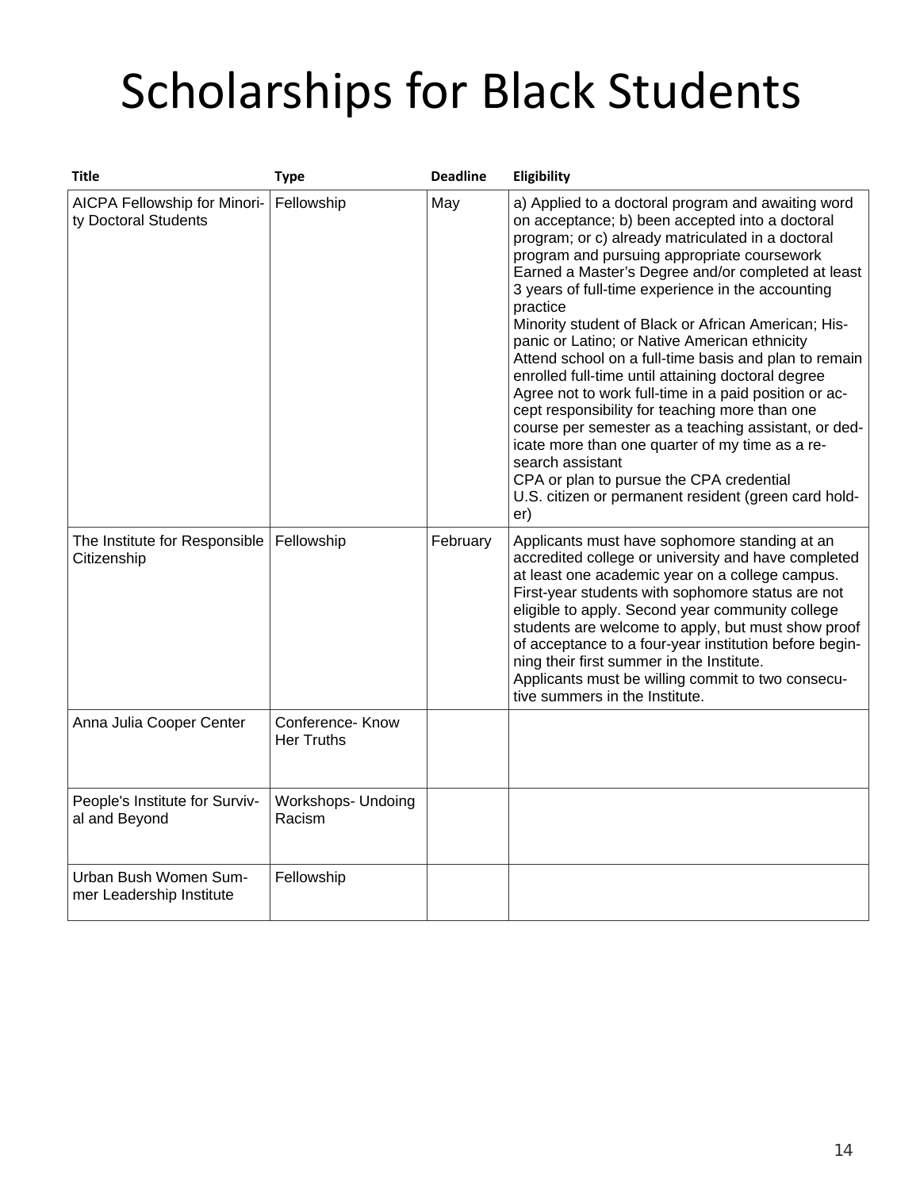# Scholarships for Black Students

| Title | Type | Deadline | Eligibility |
|---|---|---|---|
| AICPA Fellowship for Minority Doctoral Students | Fellowship | May | a) Applied to a doctoral program and awaiting word on acceptance; b) been accepted into a doctoral program; or c) already matriculated in a doctoral program and pursuing appropriate coursework Earned a Master's Degree and/or completed at least 3 years of full-time experience in the accounting practice Minority student of Black or African American; Hispanic or Latino; or Native American ethnicity Attend school on a full-time basis and plan to remain enrolled full-time until attaining doctoral degree Agree not to work full-time in a paid position or accept responsibility for teaching more than one course per semester as a teaching assistant, or dedicate more than one quarter of my time as a research assistant CPA or plan to pursue the CPA credential U.S. citizen or permanent resident (green card holder) |
| The Institute for Responsible Citizenship | Fellowship | February | Applicants must have sophomore standing at an accredited college or university and have completed at least one academic year on a college campus. First-year students with sophomore status are not eligible to apply. Second year community college students are welcome to apply, but must show proof of acceptance to a four-year institution before beginning their first summer in the Institute. Applicants must be willing commit to two consecutive summers in the Institute. |
| Anna Julia Cooper Center | Conference- Know Her Truths | | |
| People's Institute for Survival and Beyond | Workshops- Undoing Racism | | |
| Urban Bush Women Summer Leadership Institute | Fellowship | | |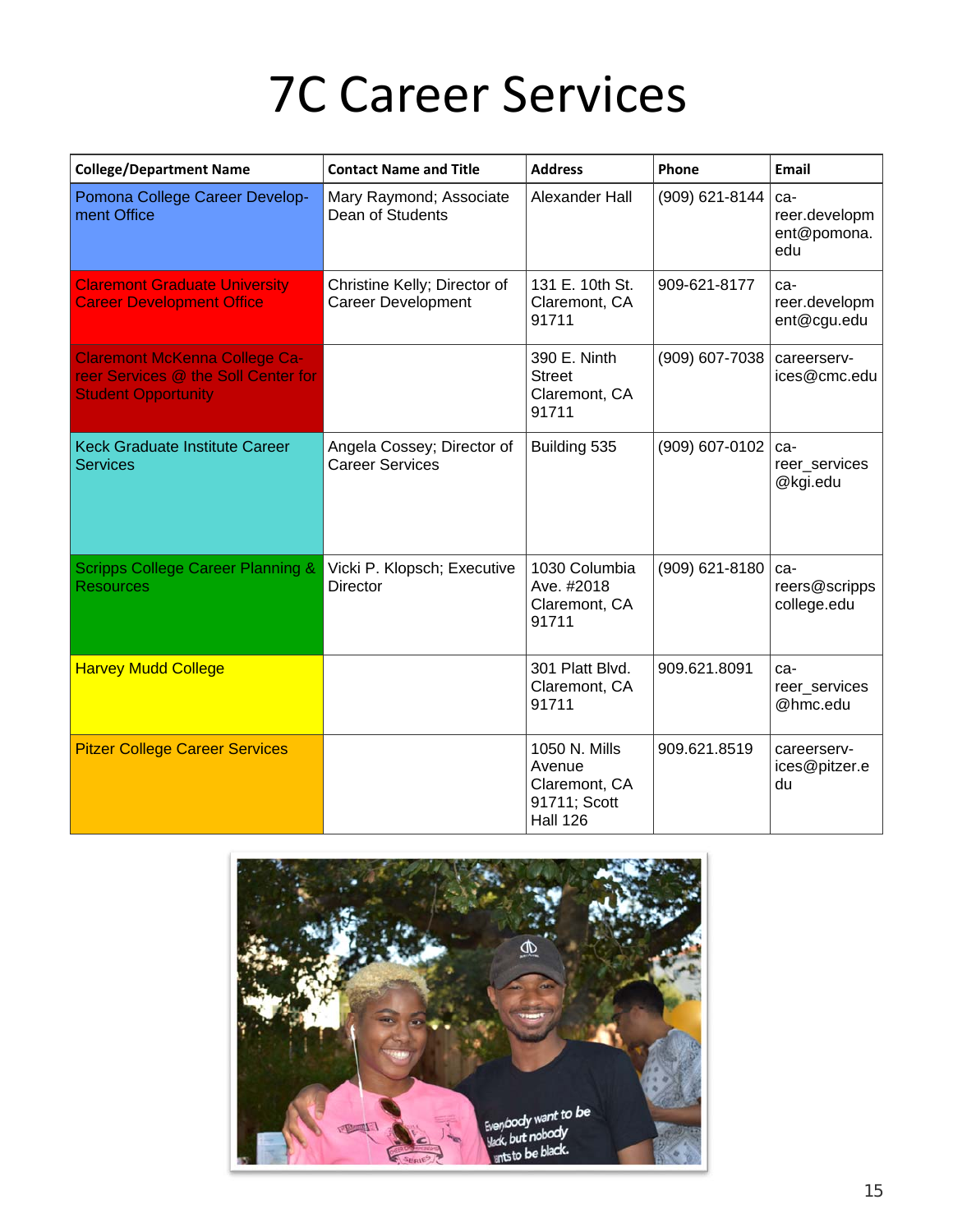# 7C Career Services

| College/Department Name | Contact Name and Title | Address | Phone | Email |
|---|---|---|---|---|
| Pomona College Career Development Office | Mary Raymond; Associate Dean of Students | Alexander Hall | (909) 621-8144 | career.development@pomona.edu |
| Claremont Graduate University Career Development Office | Christine Kelly; Director of Career Development | 131 E. 10th St. Claremont, CA 91711 | 909-621-8177 | career.development@cgu.edu |
| Claremont McKenna College Career Services @ the Soll Center for Student Opportunity | | 390 E. Ninth Street Claremont, CA 91711 | (909) 607-7038 | careerservices@cmc.edu |
| Keck Graduate Institute Career Services | Angela Cossey; Director of Career Services | Building 535 | (909) 607-0102 | career_services@kgi.edu |
| Scripps College Career Planning & Resources | Vicki P. Klopsch; Executive Director | 1030 Columbia Ave. #2018 Claremont, CA 91711 | (909) 621-8180 | careers@scrippscollege.edu |
| Harvey Mudd College | | 301 Platt Blvd. Claremont, CA 91711 | 909.621.8091 | career_services@hmc.edu |
| Pitzer College Career Services | | 1050 N. Mills Avenue Claremont, CA 91711; Scott Hall 126 | 909.621.8519 | careerservices@pitzer.edu |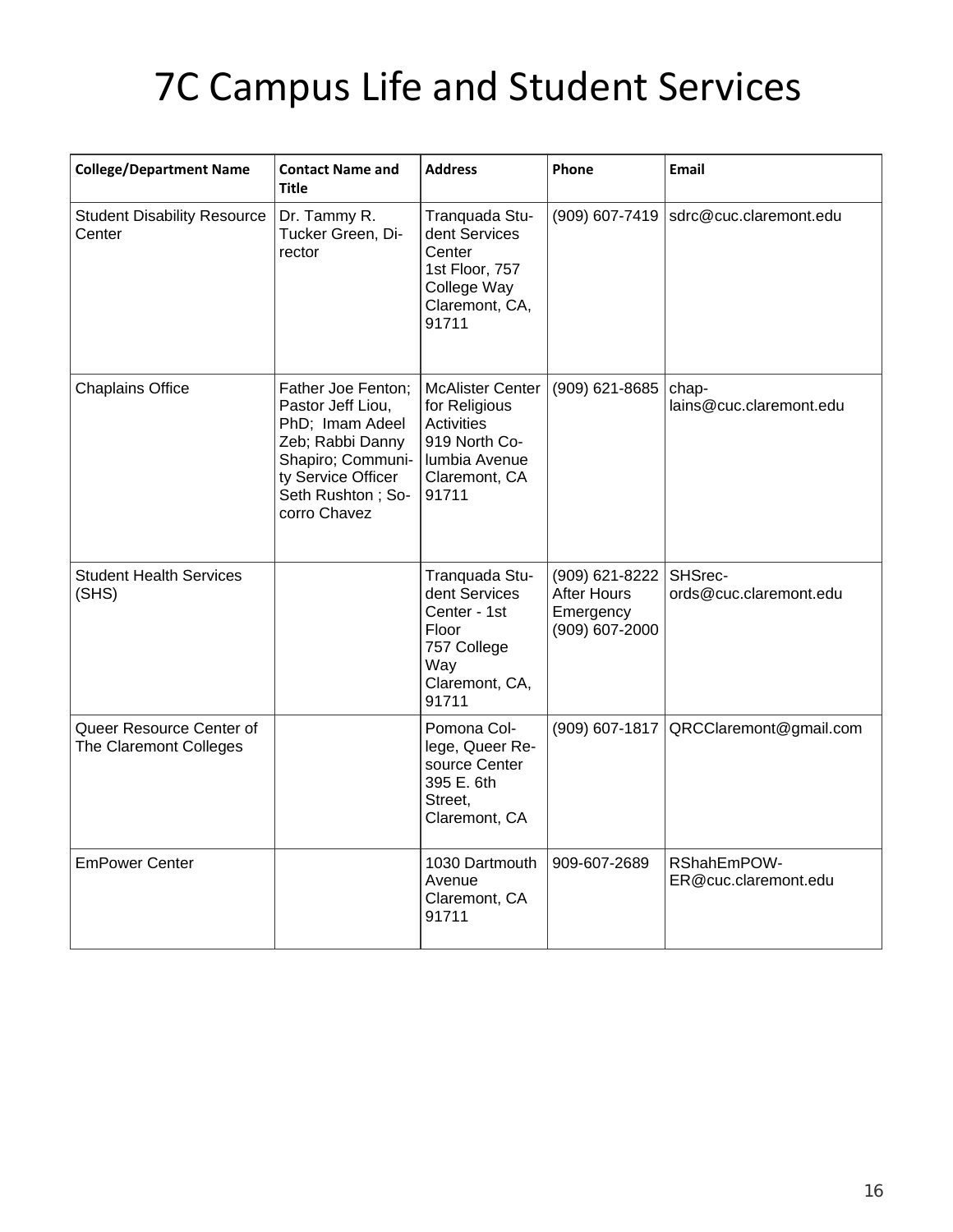# 7C Campus Life and Student Services

| College/Department Name | Contact Name and Title | Address | Phone | Email |
| --- | --- | --- | --- | --- |
| Student Disability Resource Center | Dr. Tammy R. Tucker Green, Director | Tranquada Student Services Center 1st Floor, 757 College Way Claremont, CA, 91711 | (909) 607-7419 | sdrc@cuc.claremont.edu |
| Chaplains Office | Father Joe Fenton; Pastor Jeff Liou, PhD; Imam Adeel Zeb; Rabbi Danny Shapiro; Community Service Officer Seth Rushton ; Socorro Chavez | McAlister Center for Religious Activities 919 North Columbia Avenue Claremont, CA 91711 | (909) 621-8685 | chaplains@cuc.claremont.edu |
| Student Health Services (SHS) | | Tranquada Student Services Center - 1st Floor 757 College Way Claremont, CA, 91711 | (909) 621-8222 After Hours Emergency (909) 607-2000 | SHSrecords@cuc.claremont.edu |
| Queer Resource Center of The Claremont Colleges | | Pomona College, Queer Resource Center 395 E. 6th Street, Claremont, CA | (909) 607-1817 | QRCClaremont@gmail.com |
| EmPower Center | | 1030 Dartmouth Avenue Claremont, CA 91711 | 909-607-2689 | RShahEmPOWER@cuc.claremont.edu |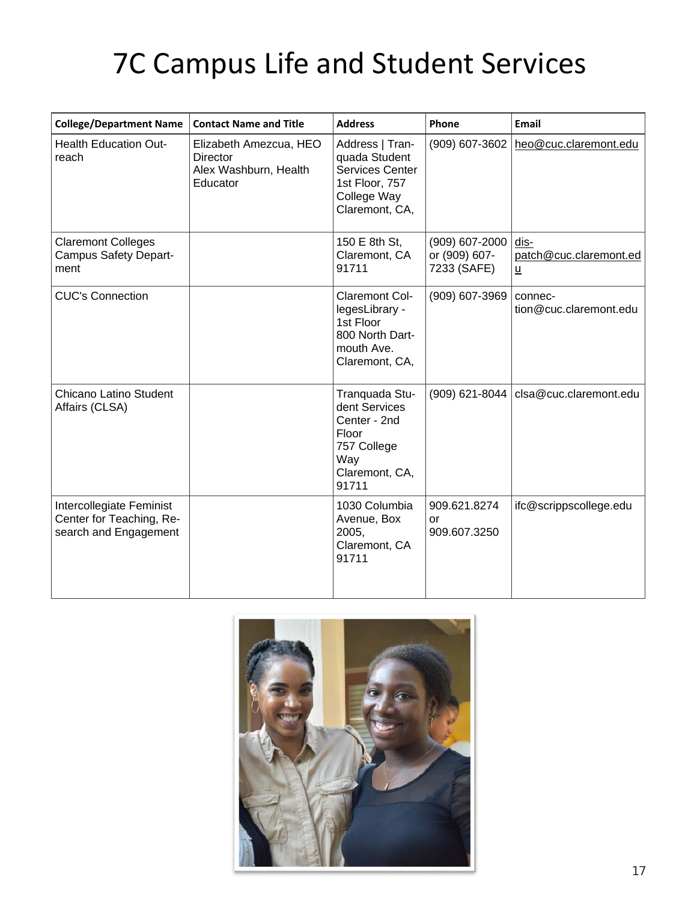# 7C Campus Life and Student Services

| College/Department Name | Contact Name and Title | Address | Phone | Email |
|---|---|---|---|---|
| Health Education Outreach | Elizabeth Amezcua, HEO Director<br>Alex Washburn, Health Educator | Address \| Tranquada Student Services Center 1st Floor, 757 College Way Claremont, CA, | (909) 607-3602 | heo@cuc.claremont.edu |
| Claremont Colleges Campus Safety Department | | 150 E 8th St, Claremont, CA 91711 | (909) 607-2000 or (909) 607-7233 (SAFE) | dispatch@cuc.claremont.edu |
| CUC's Connection | | Claremont CollegesLibrary - 1st Floor<br>800 North Dartmouth Ave. Claremont, CA, | (909) 607-3969 | connection@cuc.claremont.edu |
| Chicano Latino Student Affairs (CLSA) | | Tranquada Student Services Center - 2nd Floor<br>757 College Way Claremont, CA, 91711 | (909) 621-8044 | clsa@cuc.claremont.edu |
| Intercollegiate Feminist Center for Teaching, Research and Engagement | | 1030 Columbia Avenue, Box 2005, Claremont, CA 91711 | 909.621.8274 or 909.607.3250 | ifc@scrippscollege.edu |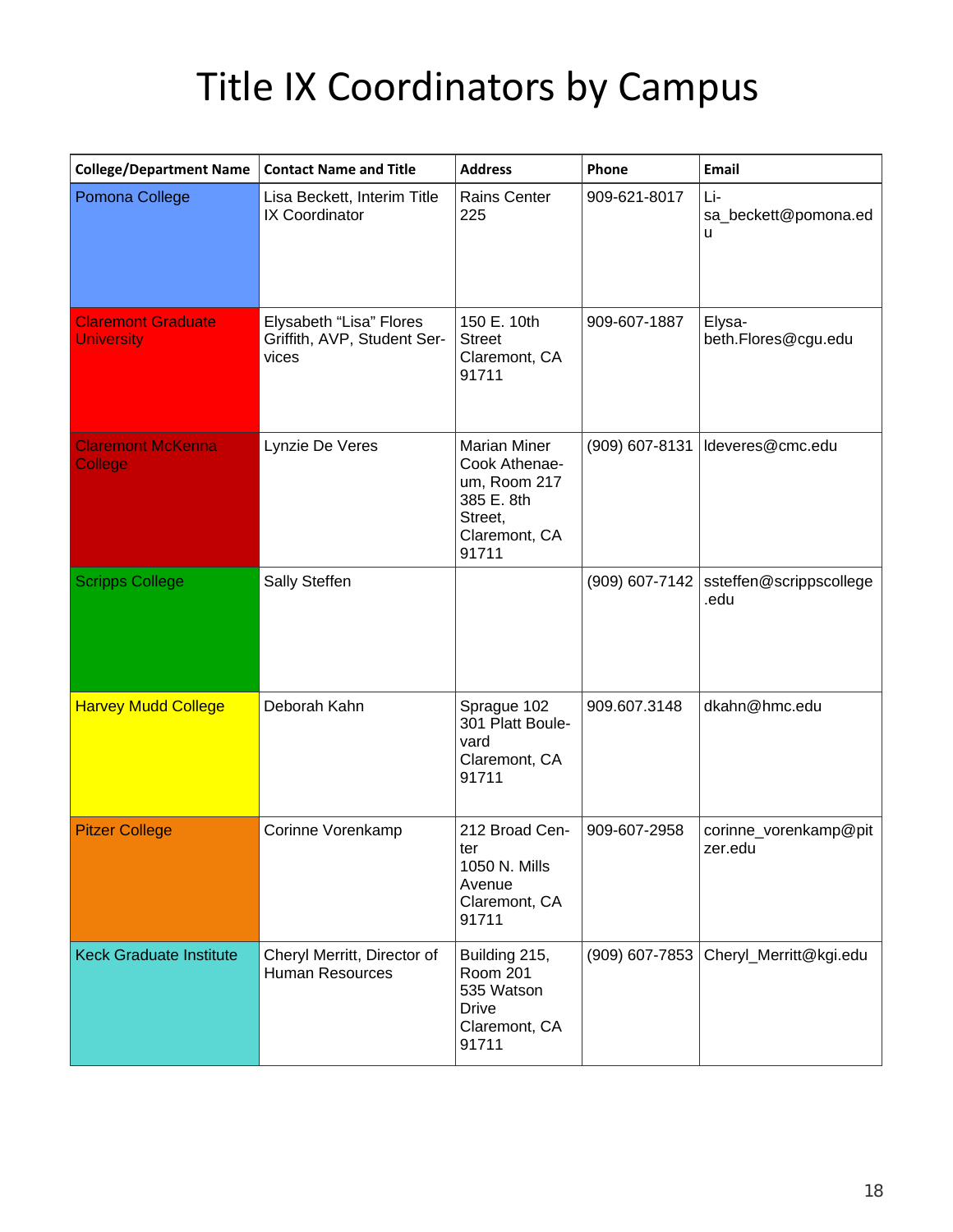# Title IX Coordinators by Campus

| College/Department Name | Contact Name and Title | Address | Phone | Email |
|---|---|---|---|---|
| Pomona College | Lisa Beckett, Interim Title IX Coordinator | Rains Center 225 | 909-621-8017 | Lisa_beckett@pomona.edu |
| Claremont Graduate University | Elysabeth "Lisa" Flores Griffith, AVP, Student Services | 150 E. 10th Street Claremont, CA 91711 | 909-607-1887 | Elysabeth.Flores@cgu.edu |
| Claremont McKenna College | Lynzie De Veres | Marian Miner Cook Athenaeum, Room 217 385 E. 8th Street, Claremont, CA 91711 | (909) 607-8131 | ldeveres@cmc.edu |
| Scripps College | Sally Steffen | | (909) 607-7142 | ssteffen@scrippscollege.edu |
| Harvey Mudd College | Deborah Kahn | Sprague 102 301 Platt Boulevard Claremont, CA 91711 | 909.607.3148 | dkahn@hmc.edu |
| Pitzer College | Corinne Vorenkamp | 212 Broad Center 1050 N. Mills Avenue Claremont, CA 91711 | 909-607-2958 | corinne_vorenkamp@pitzer.edu |
| Keck Graduate Institute | Cheryl Merritt, Director of Human Resources | Building 215, Room 201 535 Watson Drive Claremont, CA 91711 | (909) 607-7853 | Cheryl_Merritt@kgi.edu |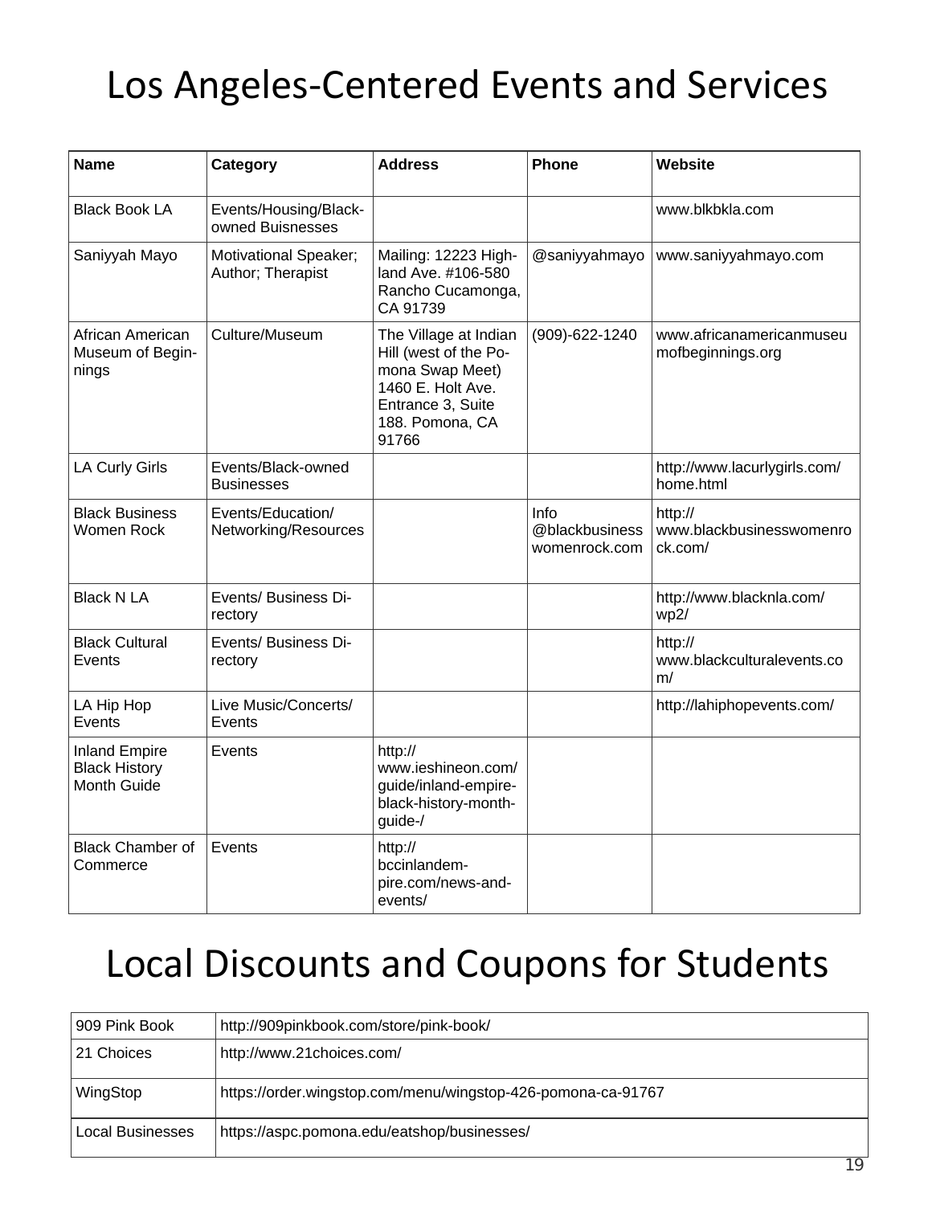# Los Angeles-Centered Events and Services

| Name | Category | Address | Phone | Website |
|---|---|---|---|---|
| Black Book LA | Events/Housing/Black-owned Buisnesses | | | www.blkbkla.com |
| Saniyyah Mayo | Motivational Speaker; Author; Therapist | Mailing: 12223 Highland Ave. #106-580 Rancho Cucamonga, CA 91739 | @saniyyahmayo | www.saniyyahmayo.com |
| African American Museum of Beginnings | Culture/Museum | The Village at Indian Hill (west of the Pomona Swap Meet) 1460 E. Holt Ave. Entrance 3, Suite 188. Pomona, CA 91766 | (909)-622-1240 | www.africanamericanmuseumofbeginnings.org |
| LA Curly Girls | Events/Black-owned Businesses | | | http://www.lacurlygirls.com/home.html |
| Black Business Women Rock | Events/Education/Networking/Resources | | Info @blackbusinesswomenrock.com | http://www.blackbusinesswomenrock.com/ |
| Black N LA | Events/ Business Directory | | | http://www.blacknla.com/wp2/ |
| Black Cultural Events | Events/ Business Directory | | | http://www.blackculturalevents.com/ |
| LA Hip Hop Events | Live Music/Concerts/Events | | | http://lahiphopevents.com/ |
| Inland Empire Black History Month Guide | Events | http://www.ieshineon.com/guide/inland-empire-black-history-month-guide-/ | | |
| Black Chamber of Commerce | Events | http://bccinlandempire.com/news-and-events/ | | |

# Local Discounts and Coupons for Students

| | |
|---|---|
| 909 Pink Book | http://909pinkbook.com/store/pink-book/ |
| 21 Choices | http://www.21choices.com/ |
| WingStop | https://order.wingstop.com/menu/wingstop-426-pomona-ca-91767 |
| Local Businesses | https://aspc.pomona.edu/eatshop/businesses/ |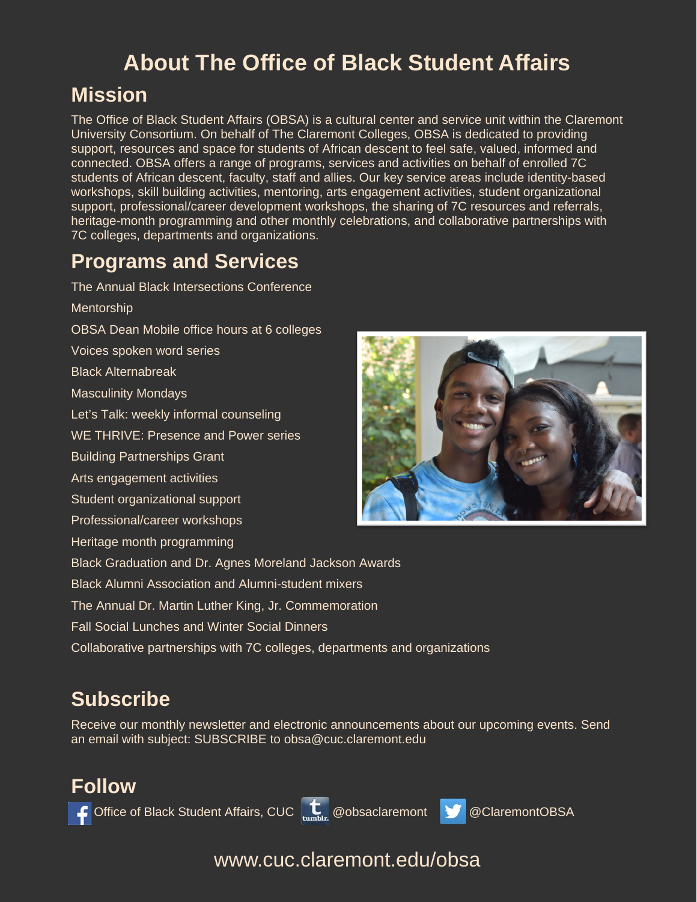# About The Office of Black Student Affairs

## Mission

The Office of Black Student Affairs (OBSA) is a cultural center and service unit within the Claremont University Consortium. On behalf of The Claremont Colleges, OBSA is dedicated to providing support, resources and space for students of African descent to feel safe, valued, informed and connected. OBSA offers a range of programs, services and activities on behalf of enrolled 7C students of African descent, faculty, staff and allies. Our key service areas include identity-based workshops, skill building activities, mentoring, arts engagement activities, student organizational support, professional/career development workshops, the sharing of 7C resources and referrals, heritage-month programming and other monthly celebrations, and collaborative partnerships with 7C colleges, departments and organizations.

## Programs and Services

The Annual Black Intersections Conference

Mentorship

OBSA Dean Mobile office hours at 6 colleges

Voices spoken word series

Black Alternabreak

Masculinity Mondays

Let's Talk: weekly informal counseling

WE THRIVE: Presence and Power series

Building Partnerships Grant

Arts engagement activities

Student organizational support

Professional/career workshops

Heritage month programming

Black Graduation and Dr. Agnes Moreland Jackson Awards

Black Alumni Association and Alumni-student mixers

The Annual Dr. Martin Luther King, Jr. Commemoration

Fall Social Lunches and Winter Social Dinners

Collaborative partnerships with 7C colleges, departments and organizations

## Subscribe

Receive our monthly newsletter and electronic announcements about our upcoming events. Send an email with subject: SUBSCRIBE to obsa@cuc.claremont.edu

## Follow

Office of Black Student Affairs, CUC @obsaclaremont @ClaremontOBSA

www.cuc.claremont.edu/obsa